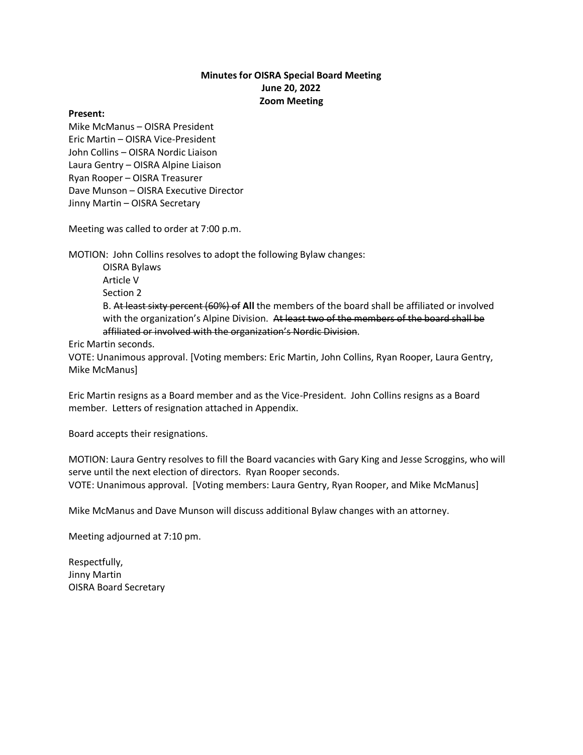**Minutes for OISRA Special Board Meeting**
**June 20, 2022**
**Zoom Meeting**

**Present:**
Mike McManus – OISRA President
Eric Martin – OISRA Vice-President
John Collins – OISRA Nordic Liaison
Laura Gentry – OISRA Alpine Liaison
Ryan Rooper – OISRA Treasurer
Dave Munson – OISRA Executive Director
Jinny Martin – OISRA Secretary

Meeting was called to order at 7:00 p.m.

MOTION: John Collins resolves to adopt the following Bylaw changes:

> OISRA Bylaws
> Article V
> Section 2
> B. ~~At least sixty percent (60%) of~~ **All** the members of the board shall be affiliated or involved with the organization's Alpine Division. ~~At least two of the members of the board shall be affiliated or involved with the organization's Nordic Division~~.

Eric Martin seconds.
VOTE: Unanimous approval. [Voting members: Eric Martin, John Collins, Ryan Rooper, Laura Gentry, Mike McManus]

Eric Martin resigns as a Board member and as the Vice-President. John Collins resigns as a Board member. Letters of resignation attached in Appendix.

Board accepts their resignations.

MOTION: Laura Gentry resolves to fill the Board vacancies with Gary King and Jesse Scroggins, who will serve until the next election of directors. Ryan Rooper seconds.
VOTE: Unanimous approval. [Voting members: Laura Gentry, Ryan Rooper, and Mike McManus]

Mike McManus and Dave Munson will discuss additional Bylaw changes with an attorney.

Meeting adjourned at 7:10 pm.

Respectfully,
Jinny Martin
OISRA Board Secretary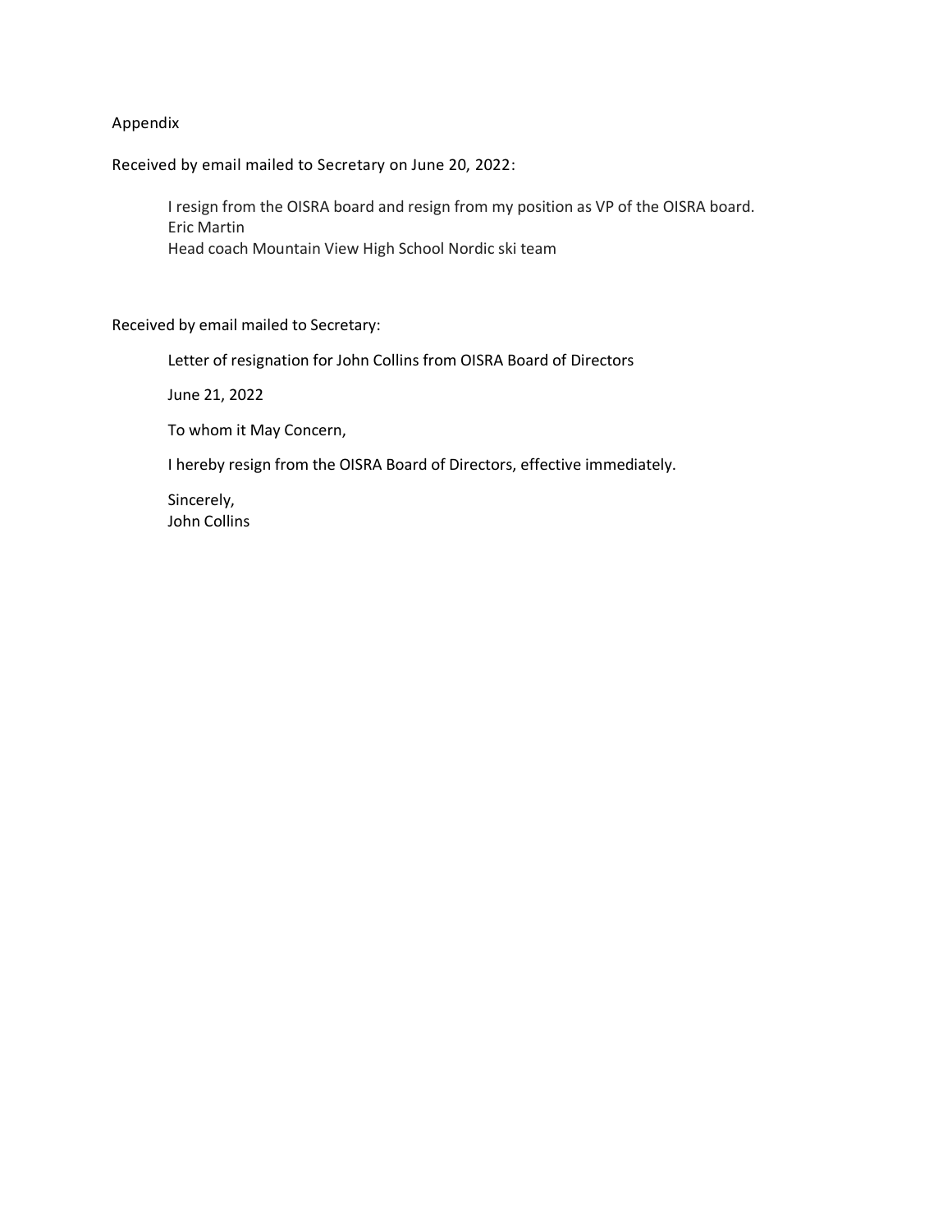Appendix

Received by email mailed to Secretary on June 20, 2022:

> I resign from the OISRA board and resign from my position as VP of the OISRA board.
> Eric Martin
> Head coach Mountain View High School Nordic ski team

Received by email mailed to Secretary:

> Letter of resignation for John Collins from OISRA Board of Directors
>
> June 21, 2022
>
> To whom it May Concern,
>
> I hereby resign from the OISRA Board of Directors, effective immediately.
>
> Sincerely,
> John Collins